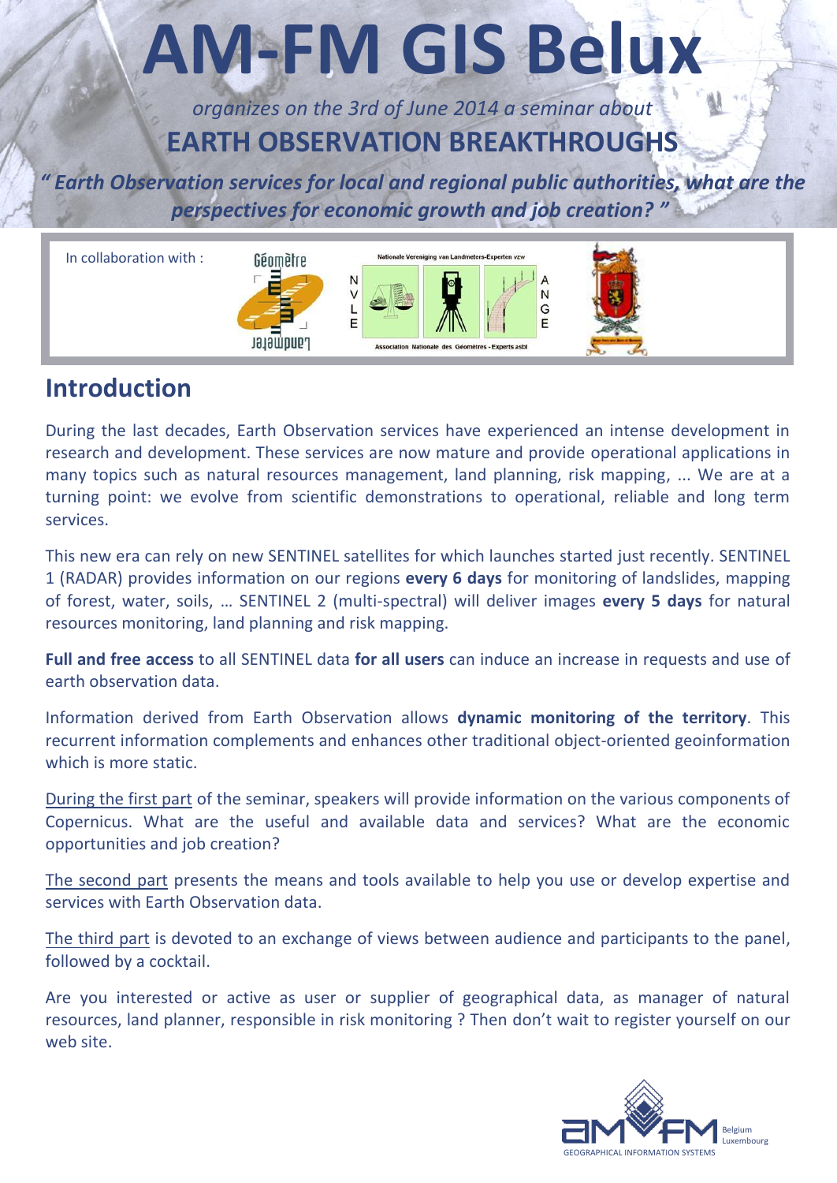# AM-FM GIS Belux

*organizes on the 3rd of June 2014 a seminar about*

## EARTH OBSERVATION BREAKTHROUGHS

***" Earth Observation services for local and regional public authorities, what are the perspectives for economic growth and job creation? "***

In collaboration with :

## Introduction

During the last decades, Earth Observation services have experienced an intense development in research and development. These services are now mature and provide operational applications in many topics such as natural resources management, land planning, risk mapping, ... We are at a turning point: we evolve from scientific demonstrations to operational, reliable and long term services.

This new era can rely on new SENTINEL satellites for which launches started just recently. SENTINEL 1 (RADAR) provides information on our regions **every 6 days** for monitoring of landslides, mapping of forest, water, soils, … SENTINEL 2 (multi-spectral) will deliver images **every 5 days** for natural resources monitoring, land planning and risk mapping.

**Full and free access** to all SENTINEL data **for all users** can induce an increase in requests and use of earth observation data.

Information derived from Earth Observation allows **dynamic monitoring of the territory**. This recurrent information complements and enhances other traditional object-oriented geoinformation which is more static.

During the first part of the seminar, speakers will provide information on the various components of Copernicus. What are the useful and available data and services? What are the economic opportunities and job creation?

The second part presents the means and tools available to help you use or develop expertise and services with Earth Observation data.

The third part is devoted to an exchange of views between audience and participants to the panel, followed by a cocktail.

Are you interested or active as user or supplier of geographical data, as manager of natural resources, land planner, responsible in risk monitoring ? Then don't wait to register yourself on our web site.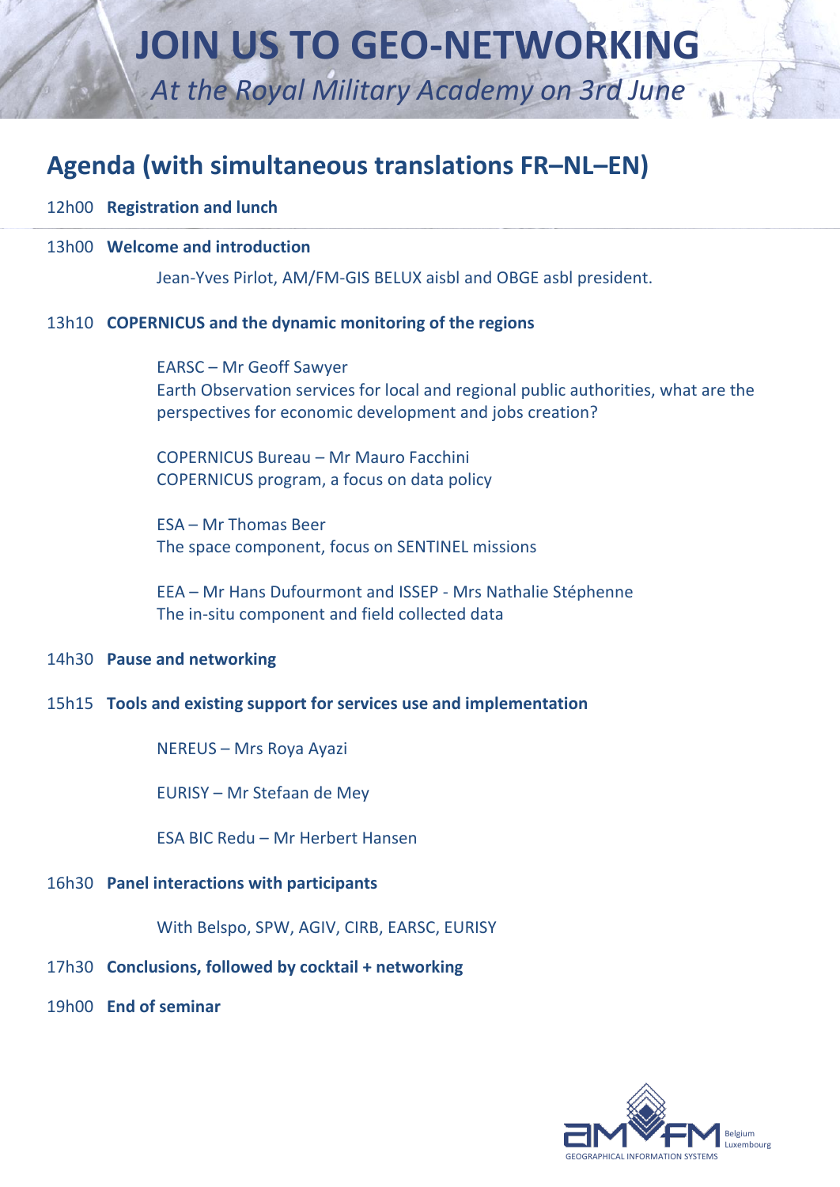# JOIN US TO GEO-NETWORKING

*At the Royal Military Academy on 3rd June*

## Agenda (with simultaneous translations FR–NL–EN)

12h00 **Registration and lunch**

13h00 **Welcome and introduction**

Jean-Yves Pirlot, AM/FM-GIS BELUX aisbl and OBGE asbl president.

13h10 **COPERNICUS and the dynamic monitoring of the regions**

EARSC – Mr Geoff Sawyer
Earth Observation services for local and regional public authorities, what are the perspectives for economic development and jobs creation?

COPERNICUS Bureau – Mr Mauro Facchini
COPERNICUS program, a focus on data policy

ESA – Mr Thomas Beer
The space component, focus on SENTINEL missions

EEA – Mr Hans Dufourmont and ISSEP - Mrs Nathalie Stéphenne
The in-situ component and field collected data

14h30 **Pause and networking**

15h15 **Tools and existing support for services use and implementation**

NEREUS – Mrs Roya Ayazi

EURISY – Mr Stefaan de Mey

ESA BIC Redu – Mr Herbert Hansen

16h30 **Panel interactions with participants**

With Belspo, SPW, AGIV, CIRB, EARSC, EURISY

17h30 **Conclusions, followed by cocktail + networking**

19h00 **End of seminar**

AM/FM Belgium Luxembourg
GEOGRAPHICAL INFORMATION SYSTEMS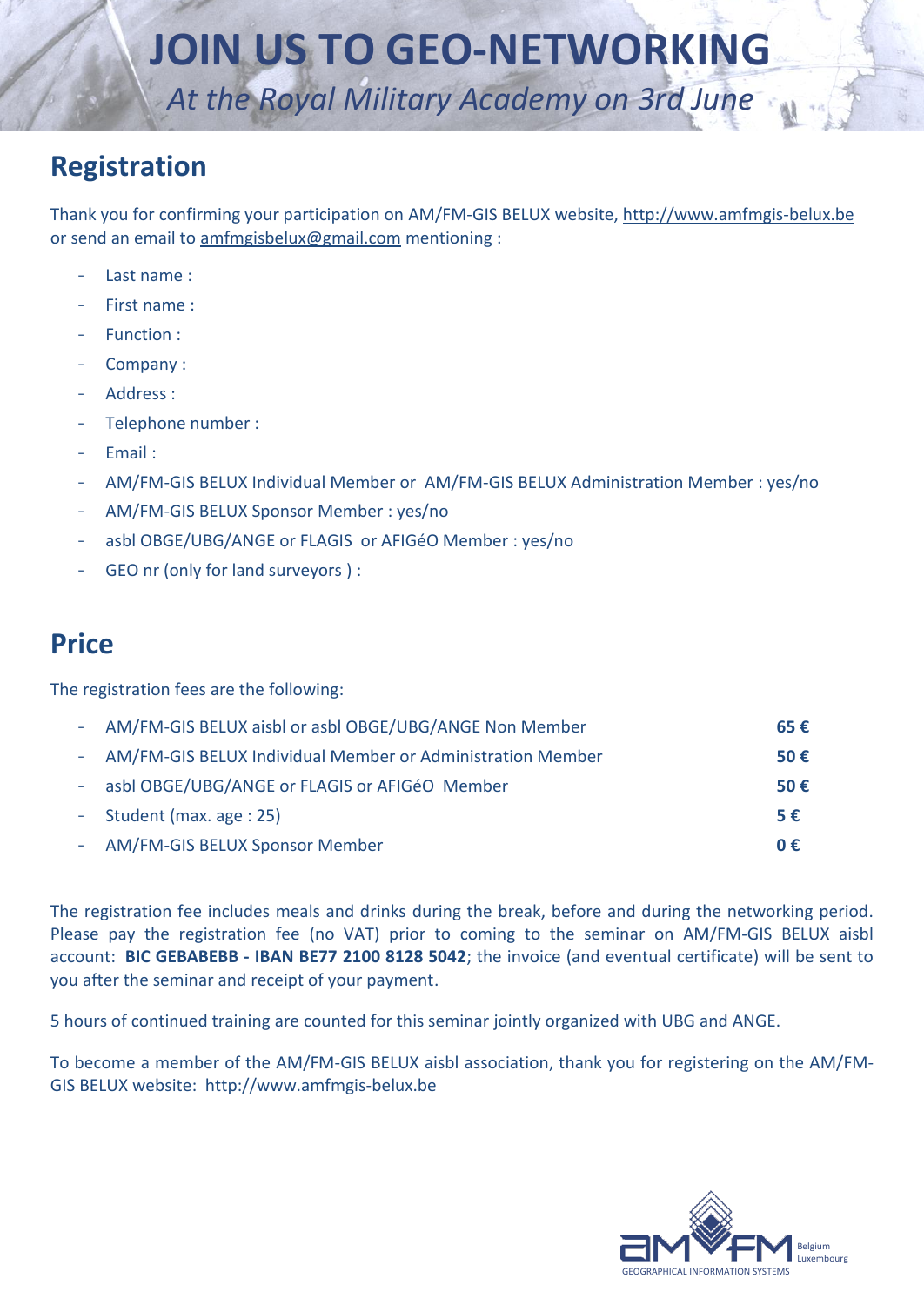# JOIN US TO GEO-NETWORKING

*At the Royal Military Academy on 3rd June*

## Registration

Thank you for confirming your participation on AM/FM-GIS BELUX website, http://www.amfmgis-belux.be or send an email to amfmgisbelux@gmail.com mentioning :

- Last name :
- First name :
- Function :
- Company :
- Address :
- Telephone number :
- Email :
- AM/FM-GIS BELUX Individual Member or AM/FM-GIS BELUX Administration Member : yes/no
- AM/FM-GIS BELUX Sponsor Member : yes/no
- asbl OBGE/UBG/ANGE or FLAGIS or AFIGéO Member : yes/no
- GEO nr (only for land surveyors ) :

## Price

The registration fees are the following:

- AM/FM-GIS BELUX aisbl or asbl OBGE/UBG/ANGE Non Member **65 €**
- AM/FM-GIS BELUX Individual Member or Administration Member **50 €**
- asbl OBGE/UBG/ANGE or FLAGIS or AFIGéO Member **50 €**
- Student (max. age : 25) **5 €**
- AM/FM-GIS BELUX Sponsor Member **0 €**

The registration fee includes meals and drinks during the break, before and during the networking period. Please pay the registration fee (no VAT) prior to coming to the seminar on AM/FM-GIS BELUX aisbl account: **BIC GEBABEBB - IBAN BE77 2100 8128 5042**; the invoice (and eventual certificate) will be sent to you after the seminar and receipt of your payment.

5 hours of continued training are counted for this seminar jointly organized with UBG and ANGE.

To become a member of the AM/FM-GIS BELUX aisbl association, thank you for registering on the AM/FM-GIS BELUX website: http://www.amfmgis-belux.be

AM/FM Belgium Luxembourg GEOGRAPHICAL INFORMATION SYSTEMS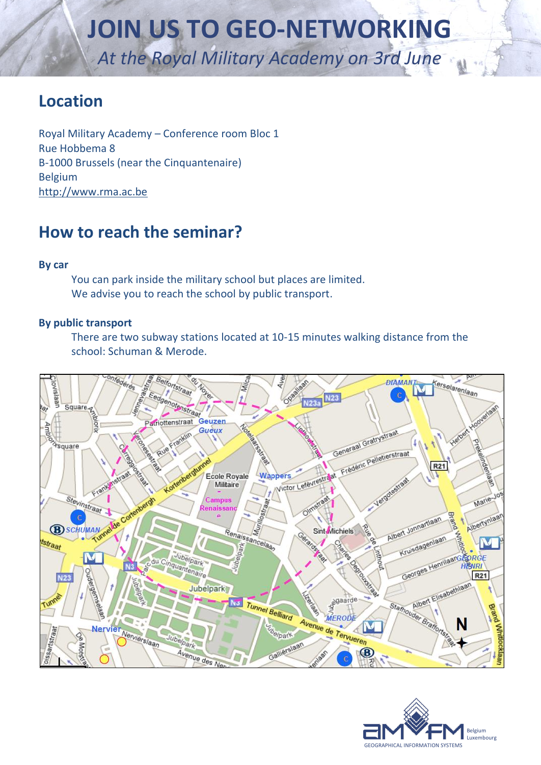# JOIN US TO GEO-NETWORKING

*At the Royal Military Academy on 3rd June*

## Location

Royal Military Academy – Conference room Bloc 1
Rue Hobbema 8
B-1000 Brussels (near the Cinquantenaire)
Belgium
http://www.rma.ac.be

## How to reach the seminar?

**By car**

You can park inside the military school but places are limited.
We advise you to reach the school by public transport.

**By public transport**

There are two subway stations located at 10-15 minutes walking distance from the school: Schuman & Merode.

AM/FM Belgium Luxembourg
GEOGRAPHICAL INFORMATION SYSTEMS